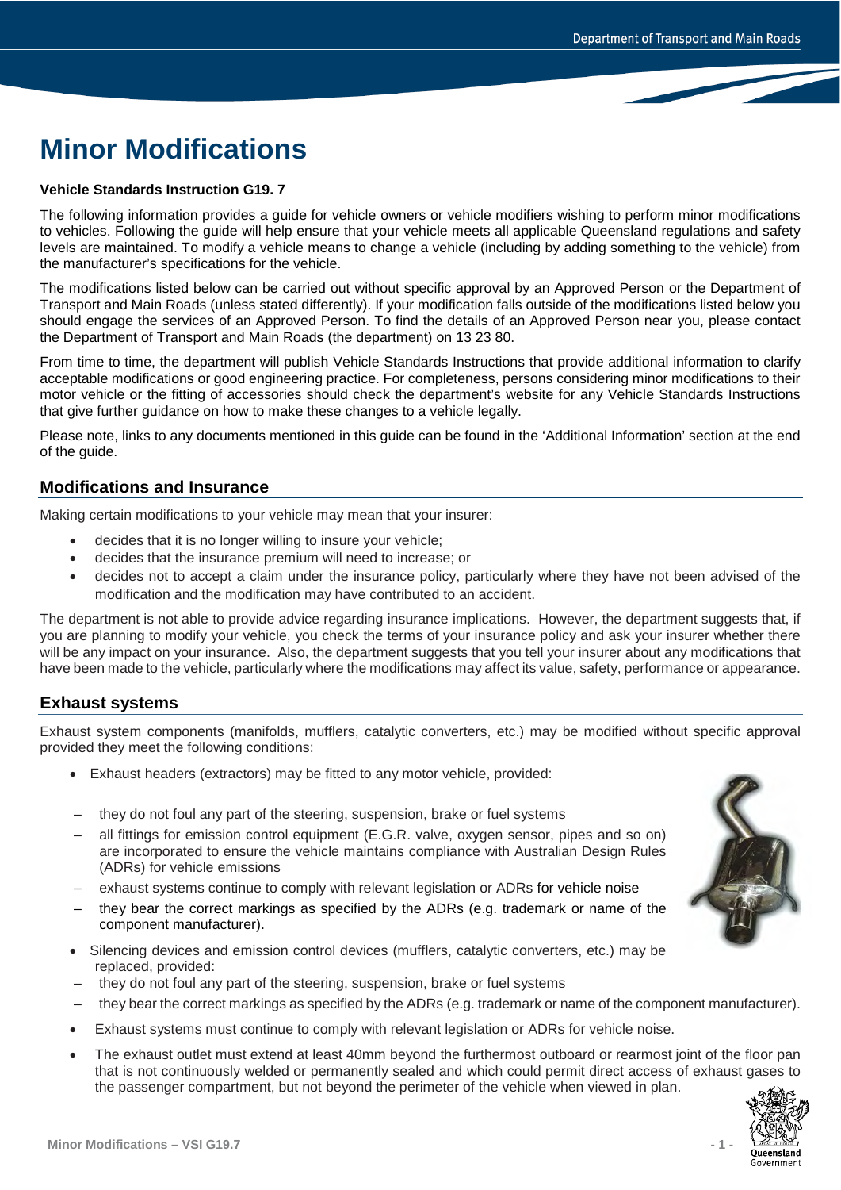# Minor Modifications

**Vehicle Standards Instruction G19. 7**

The following information provides a guide for vehicle owners or vehicle modifiers wishing to perform minor modifications to vehicles. Following the guide will help ensure that your vehicle meets all applicable Queensland regulations and safety levels are maintained. To modify a vehicle means to change a vehicle (including by adding something to the vehicle) from the manufacturer's specifications for the vehicle.

The modifications listed below can be carried out without specific approval by an Approved Person or the Department of Transport and Main Roads (unless stated differently). If your modification falls outside of the modifications listed below you should engage the services of an Approved Person. To find the details of an Approved Person near you, please contact the Department of Transport and Main Roads (the department) on 13 23 80.

From time to time, the department will publish Vehicle Standards Instructions that provide additional information to clarify acceptable modifications or good engineering practice. For completeness, persons considering minor modifications to their motor vehicle or the fitting of accessories should check the department's website for any Vehicle Standards Instructions that give further guidance on how to make these changes to a vehicle legally.

Please note, links to any documents mentioned in this guide can be found in the 'Additional Information' section at the end of the guide.

## Modifications and Insurance

Making certain modifications to your vehicle may mean that your insurer:

- decides that it is no longer willing to insure your vehicle;
- decides that the insurance premium will need to increase; or
- decides not to accept a claim under the insurance policy, particularly where they have not been advised of the modification and the modification may have contributed to an accident.

The department is not able to provide advice regarding insurance implications. However, the department suggests that, if you are planning to modify your vehicle, you check the terms of your insurance policy and ask your insurer whether there will be any impact on your insurance. Also, the department suggests that you tell your insurer about any modifications that have been made to the vehicle, particularly where the modifications may affect its value, safety, performance or appearance.

## Exhaust systems

Exhaust system components (manifolds, mufflers, catalytic converters, etc.) may be modified without specific approval provided they meet the following conditions:

- Exhaust headers (extractors) may be fitted to any motor vehicle, provided:
  - they do not foul any part of the steering, suspension, brake or fuel systems
  - all fittings for emission control equipment (E.G.R. valve, oxygen sensor, pipes and so on) are incorporated to ensure the vehicle maintains compliance with Australian Design Rules (ADRs) for vehicle emissions
  - exhaust systems continue to comply with relevant legislation or ADRs for vehicle noise
  - they bear the correct markings as specified by the ADRs (e.g. trademark or name of the component manufacturer).
- Silencing devices and emission control devices (mufflers, catalytic converters, etc.) may be replaced, provided:
  - they do not foul any part of the steering, suspension, brake or fuel systems
  - they bear the correct markings as specified by the ADRs (e.g. trademark or name of the component manufacturer).
- Exhaust systems must continue to comply with relevant legislation or ADRs for vehicle noise.
- The exhaust outlet must extend at least 40mm beyond the furthermost outboard or rearmost joint of the floor pan that is not continuously welded or permanently sealed and which could permit direct access of exhaust gases to the passenger compartment, but not beyond the perimeter of the vehicle when viewed in plan.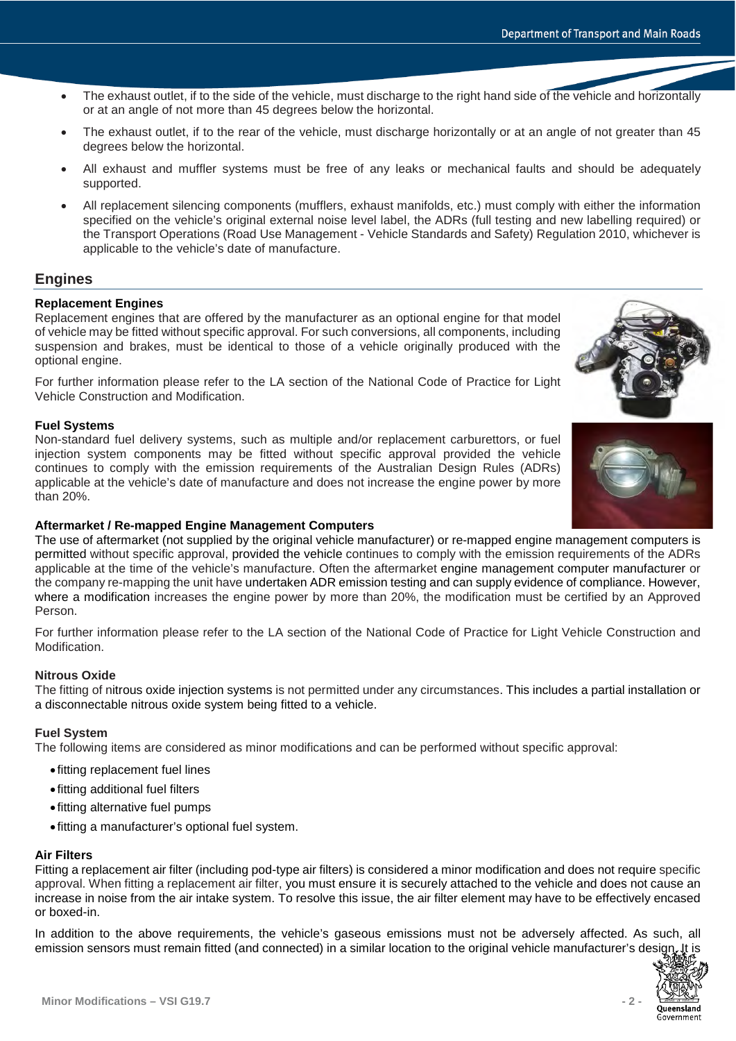- The exhaust outlet, if to the side of the vehicle, must discharge to the right hand side of the vehicle and horizontally or at an angle of not more than 45 degrees below the horizontal.
- The exhaust outlet, if to the rear of the vehicle, must discharge horizontally or at an angle of not greater than 45 degrees below the horizontal.
- All exhaust and muffler systems must be free of any leaks or mechanical faults and should be adequately supported.
- All replacement silencing components (mufflers, exhaust manifolds, etc.) must comply with either the information specified on the vehicle's original external noise level label, the ADRs (full testing and new labelling required) or the Transport Operations (Road Use Management - Vehicle Standards and Safety) Regulation 2010, whichever is applicable to the vehicle's date of manufacture.

## Engines

**Replacement Engines**

Replacement engines that are offered by the manufacturer as an optional engine for that model of vehicle may be fitted without specific approval. For such conversions, all components, including suspension and brakes, must be identical to those of a vehicle originally produced with the optional engine.

For further information please refer to the LA section of the National Code of Practice for Light Vehicle Construction and Modification.

**Fuel Systems**

Non-standard fuel delivery systems, such as multiple and/or replacement carburettors, or fuel injection system components may be fitted without specific approval provided the vehicle continues to comply with the emission requirements of the Australian Design Rules (ADRs) applicable at the vehicle's date of manufacture and does not increase the engine power by more than 20%.

**Aftermarket / Re-mapped Engine Management Computers**

The use of aftermarket (not supplied by the original vehicle manufacturer) or re-mapped engine management computers is permitted without specific approval, provided the vehicle continues to comply with the emission requirements of the ADRs applicable at the time of the vehicle's manufacture. Often the aftermarket engine management computer manufacturer or the company re-mapping the unit have undertaken ADR emission testing and can supply evidence of compliance. However, where a modification increases the engine power by more than 20%, the modification must be certified by an Approved Person.

For further information please refer to the LA section of the National Code of Practice for Light Vehicle Construction and Modification.

**Nitrous Oxide**

The fitting of nitrous oxide injection systems is not permitted under any circumstances. This includes a partial installation or a disconnectable nitrous oxide system being fitted to a vehicle.

**Fuel System**

The following items are considered as minor modifications and can be performed without specific approval:

- fitting replacement fuel lines
- fitting additional fuel filters
- fitting alternative fuel pumps
- fitting a manufacturer's optional fuel system.

**Air Filters**

Fitting a replacement air filter (including pod-type air filters) is considered a minor modification and does not require specific approval. When fitting a replacement air filter, you must ensure it is securely attached to the vehicle and does not cause an increase in noise from the air intake system. To resolve this issue, the air filter element may have to be effectively encased or boxed-in.

In addition to the above requirements, the vehicle's gaseous emissions must not be adversely affected. As such, all emission sensors must remain fitted (and connected) in a similar location to the original vehicle manufacturer's design. It is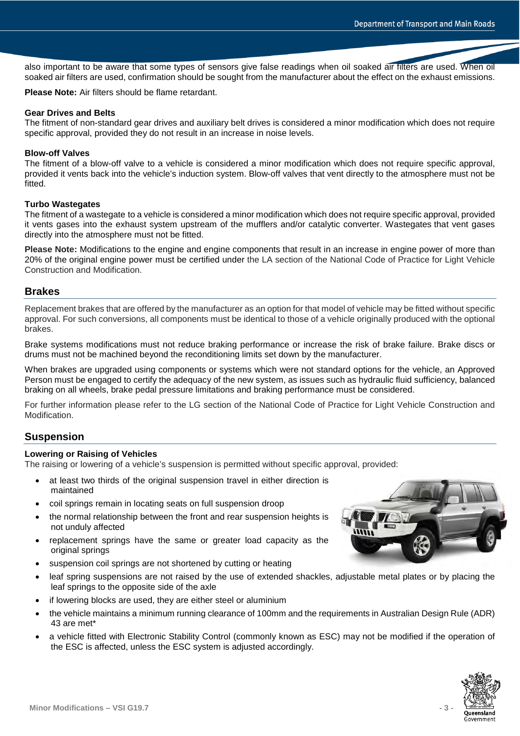also important to be aware that some types of sensors give false readings when oil soaked air filters are used. When oil soaked air filters are used, confirmation should be sought from the manufacturer about the effect on the exhaust emissions.

**Please Note:** Air filters should be flame retardant.

**Gear Drives and Belts**

The fitment of non-standard gear drives and auxiliary belt drives is considered a minor modification which does not require specific approval, provided they do not result in an increase in noise levels.

**Blow-off Valves**

The fitment of a blow-off valve to a vehicle is considered a minor modification which does not require specific approval, provided it vents back into the vehicle's induction system. Blow-off valves that vent directly to the atmosphere must not be fitted.

**Turbo Wastegates**

The fitment of a wastegate to a vehicle is considered a minor modification which does not require specific approval, provided it vents gases into the exhaust system upstream of the mufflers and/or catalytic converter. Wastegates that vent gases directly into the atmosphere must not be fitted.

**Please Note:** Modifications to the engine and engine components that result in an increase in engine power of more than 20% of the original engine power must be certified under the LA section of the National Code of Practice for Light Vehicle Construction and Modification.

## Brakes

Replacement brakes that are offered by the manufacturer as an option for that model of vehicle may be fitted without specific approval. For such conversions, all components must be identical to those of a vehicle originally produced with the optional brakes.

Brake systems modifications must not reduce braking performance or increase the risk of brake failure. Brake discs or drums must not be machined beyond the reconditioning limits set down by the manufacturer.

When brakes are upgraded using components or systems which were not standard options for the vehicle, an Approved Person must be engaged to certify the adequacy of the new system, as issues such as hydraulic fluid sufficiency, balanced braking on all wheels, brake pedal pressure limitations and braking performance must be considered.

For further information please refer to the LG section of the National Code of Practice for Light Vehicle Construction and Modification.

## Suspension

**Lowering or Raising of Vehicles**

The raising or lowering of a vehicle's suspension is permitted without specific approval, provided:

- at least two thirds of the original suspension travel in either direction is maintained
- coil springs remain in locating seats on full suspension droop
- the normal relationship between the front and rear suspension heights is not unduly affected
- replacement springs have the same or greater load capacity as the original springs
- suspension coil springs are not shortened by cutting or heating
- leaf spring suspensions are not raised by the use of extended shackles, adjustable metal plates or by placing the leaf springs to the opposite side of the axle
- if lowering blocks are used, they are either steel or aluminium
- the vehicle maintains a minimum running clearance of 100mm and the requirements in Australian Design Rule (ADR) 43 are met*
- a vehicle fitted with Electronic Stability Control (commonly known as ESC) may not be modified if the operation of the ESC is affected, unless the ESC system is adjusted accordingly.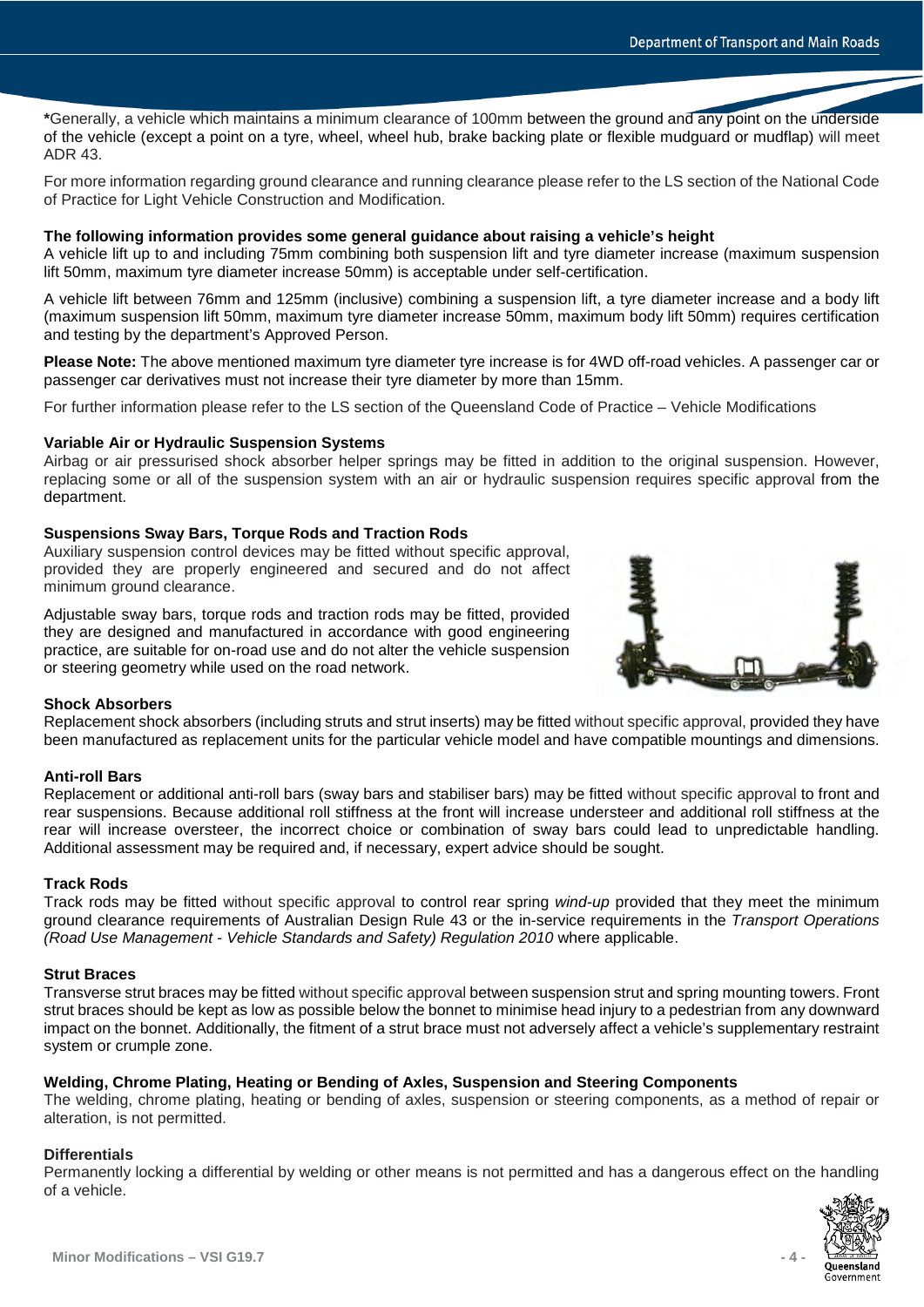*Generally, a vehicle which maintains a minimum clearance of 100mm between the ground and any point on the underside of the vehicle (except a point on a tyre, wheel, wheel hub, brake backing plate or flexible mudguard or mudflap) will meet ADR 43.

For more information regarding ground clearance and running clearance please refer to the LS section of the National Code of Practice for Light Vehicle Construction and Modification.

**The following information provides some general guidance about raising a vehicle's height**

A vehicle lift up to and including 75mm combining both suspension lift and tyre diameter increase (maximum suspension lift 50mm, maximum tyre diameter increase 50mm) is acceptable under self-certification.

A vehicle lift between 76mm and 125mm (inclusive) combining a suspension lift, a tyre diameter increase and a body lift (maximum suspension lift 50mm, maximum tyre diameter increase 50mm, maximum body lift 50mm) requires certification and testing by the department's Approved Person.

**Please Note:** The above mentioned maximum tyre diameter tyre increase is for 4WD off-road vehicles. A passenger car or passenger car derivatives must not increase their tyre diameter by more than 15mm.

For further information please refer to the LS section of the Queensland Code of Practice – Vehicle Modifications

### Variable Air or Hydraulic Suspension Systems

Airbag or air pressurised shock absorber helper springs may be fitted in addition to the original suspension. However, replacing some or all of the suspension system with an air or hydraulic suspension requires specific approval from the department.

### Suspensions Sway Bars, Torque Rods and Traction Rods

Auxiliary suspension control devices may be fitted without specific approval, provided they are properly engineered and secured and do not affect minimum ground clearance.

Adjustable sway bars, torque rods and traction rods may be fitted, provided they are designed and manufactured in accordance with good engineering practice, are suitable for on-road use and do not alter the vehicle suspension or steering geometry while used on the road network.

### Shock Absorbers

Replacement shock absorbers (including struts and strut inserts) may be fitted without specific approval, provided they have been manufactured as replacement units for the particular vehicle model and have compatible mountings and dimensions.

### Anti-roll Bars

Replacement or additional anti-roll bars (sway bars and stabiliser bars) may be fitted without specific approval to front and rear suspensions. Because additional roll stiffness at the front will increase understeer and additional roll stiffness at the rear will increase oversteer, the incorrect choice or combination of sway bars could lead to unpredictable handling. Additional assessment may be required and, if necessary, expert advice should be sought.

### Track Rods

Track rods may be fitted without specific approval to control rear spring *wind-up* provided that they meet the minimum ground clearance requirements of Australian Design Rule 43 or the in-service requirements in the *Transport Operations (Road Use Management - Vehicle Standards and Safety) Regulation 2010* where applicable.

### Strut Braces

Transverse strut braces may be fitted without specific approval between suspension strut and spring mounting towers. Front strut braces should be kept as low as possible below the bonnet to minimise head injury to a pedestrian from any downward impact on the bonnet. Additionally, the fitment of a strut brace must not adversely affect a vehicle's supplementary restraint system or crumple zone.

### Welding, Chrome Plating, Heating or Bending of Axles, Suspension and Steering Components

The welding, chrome plating, heating or bending of axles, suspension or steering components, as a method of repair or alteration, is not permitted.

### Differentials

Permanently locking a differential by welding or other means is not permitted and has a dangerous effect on the handling of a vehicle.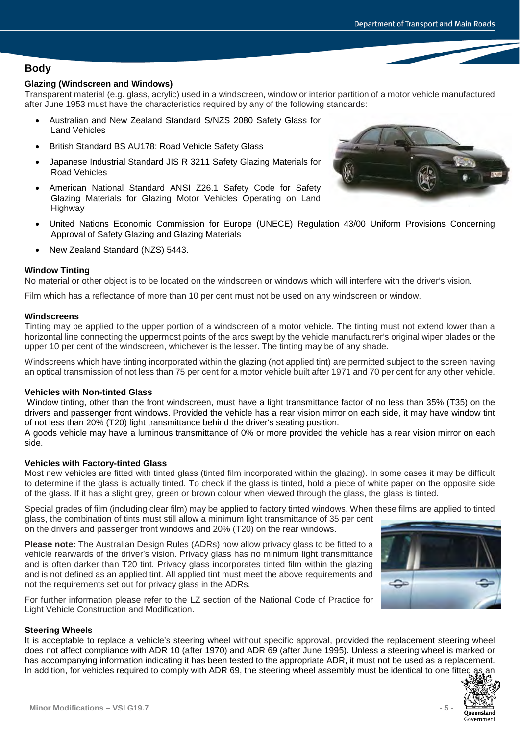## Body

### Glazing (Windscreen and Windows)

Transparent material (e.g. glass, acrylic) used in a windscreen, window or interior partition of a motor vehicle manufactured after June 1953 must have the characteristics required by any of the following standards:

- Australian and New Zealand Standard S/NZS 2080 Safety Glass for Land Vehicles
- British Standard BS AU178: Road Vehicle Safety Glass
- Japanese Industrial Standard JIS R 3211 Safety Glazing Materials for Road Vehicles
- American National Standard ANSI Z26.1 Safety Code for Safety Glazing Materials for Glazing Motor Vehicles Operating on Land Highway
- United Nations Economic Commission for Europe (UNECE) Regulation 43/00 Uniform Provisions Concerning Approval of Safety Glazing and Glazing Materials
- New Zealand Standard (NZS) 5443.

### Window Tinting

No material or other object is to be located on the windscreen or windows which will interfere with the driver's vision.

Film which has a reflectance of more than 10 per cent must not be used on any windscreen or window.

### Windscreens

Tinting may be applied to the upper portion of a windscreen of a motor vehicle. The tinting must not extend lower than a horizontal line connecting the uppermost points of the arcs swept by the vehicle manufacturer's original wiper blades or the upper 10 per cent of the windscreen, whichever is the lesser. The tinting may be of any shade.

Windscreens which have tinting incorporated within the glazing (not applied tint) are permitted subject to the screen having an optical transmission of not less than 75 per cent for a motor vehicle built after 1971 and 70 per cent for any other vehicle.

### Vehicles with Non-tinted Glass

Window tinting, other than the front windscreen, must have a light transmittance factor of no less than 35% (T35) on the drivers and passenger front windows. Provided the vehicle has a rear vision mirror on each side, it may have window tint of not less than 20% (T20) light transmittance behind the driver's seating position.

A goods vehicle may have a luminous transmittance of 0% or more provided the vehicle has a rear vision mirror on each side.

### Vehicles with Factory-tinted Glass

Most new vehicles are fitted with tinted glass (tinted film incorporated within the glazing). In some cases it may be difficult to determine if the glass is actually tinted. To check if the glass is tinted, hold a piece of white paper on the opposite side of the glass. If it has a slight grey, green or brown colour when viewed through the glass, the glass is tinted.

Special grades of film (including clear film) may be applied to factory tinted windows. When these films are applied to tinted glass, the combination of tints must still allow a minimum light transmittance of 35 per cent on the drivers and passenger front windows and 20% (T20) on the rear windows.

**Please note:** The Australian Design Rules (ADRs) now allow privacy glass to be fitted to a vehicle rearwards of the driver's vision. Privacy glass has no minimum light transmittance and is often darker than T20 tint. Privacy glass incorporates tinted film within the glazing and is not defined as an applied tint. All applied tint must meet the above requirements and not the requirements set out for privacy glass in the ADRs.

For further information please refer to the LZ section of the National Code of Practice for Light Vehicle Construction and Modification.

### Steering Wheels

It is acceptable to replace a vehicle's steering wheel without specific approval, provided the replacement steering wheel does not affect compliance with ADR 10 (after 1970) and ADR 69 (after June 1995). Unless a steering wheel is marked or has accompanying information indicating it has been tested to the appropriate ADR, it must not be used as a replacement. In addition, for vehicles required to comply with ADR 69, the steering wheel assembly must be identical to one fitted as an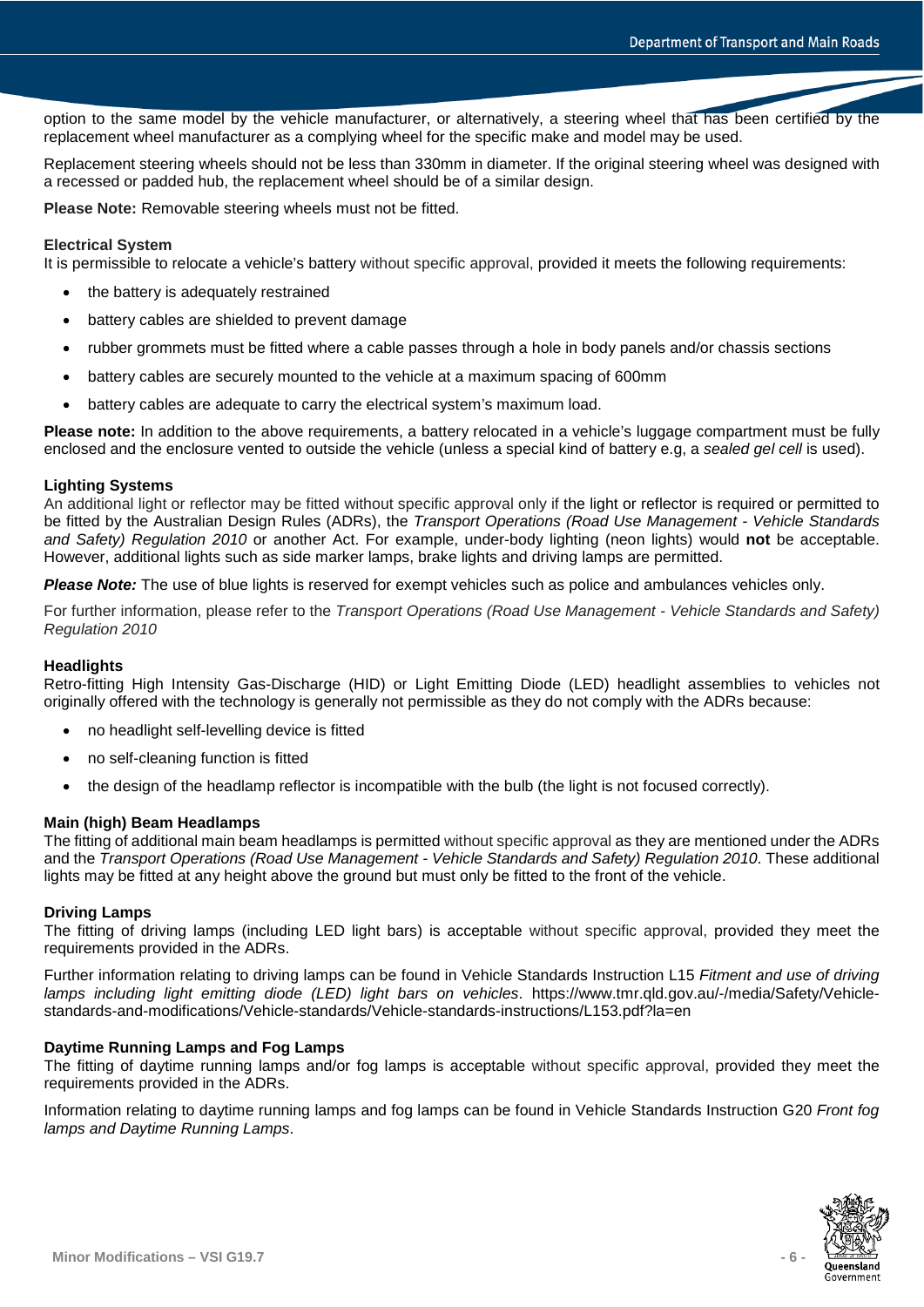option to the same model by the vehicle manufacturer, or alternatively, a steering wheel that has been certified by the replacement wheel manufacturer as a complying wheel for the specific make and model may be used.

Replacement steering wheels should not be less than 330mm in diameter. If the original steering wheel was designed with a recessed or padded hub, the replacement wheel should be of a similar design.

**Please Note:** Removable steering wheels must not be fitted.

### Electrical System

It is permissible to relocate a vehicle's battery without specific approval, provided it meets the following requirements:

- the battery is adequately restrained
- battery cables are shielded to prevent damage
- rubber grommets must be fitted where a cable passes through a hole in body panels and/or chassis sections
- battery cables are securely mounted to the vehicle at a maximum spacing of 600mm
- battery cables are adequate to carry the electrical system's maximum load.

**Please note:** In addition to the above requirements, a battery relocated in a vehicle's luggage compartment must be fully enclosed and the enclosure vented to outside the vehicle (unless a special kind of battery e.g, a *sealed gel cell* is used).

### Lighting Systems

An additional light or reflector may be fitted without specific approval only if the light or reflector is required or permitted to be fitted by the Australian Design Rules (ADRs), the *Transport Operations (Road Use Management - Vehicle Standards and Safety) Regulation 2010* or another Act. For example, under-body lighting (neon lights) would **not** be acceptable. However, additional lights such as side marker lamps, brake lights and driving lamps are permitted.

***Please Note:*** The use of blue lights is reserved for exempt vehicles such as police and ambulances vehicles only.

For further information, please refer to the *Transport Operations (Road Use Management - Vehicle Standards and Safety) Regulation 2010*

### Headlights

Retro-fitting High Intensity Gas-Discharge (HID) or Light Emitting Diode (LED) headlight assemblies to vehicles not originally offered with the technology is generally not permissible as they do not comply with the ADRs because:

- no headlight self-levelling device is fitted
- no self-cleaning function is fitted
- the design of the headlamp reflector is incompatible with the bulb (the light is not focused correctly).

### Main (high) Beam Headlamps

The fitting of additional main beam headlamps is permitted without specific approval as they are mentioned under the ADRs and the *Transport Operations (Road Use Management - Vehicle Standards and Safety) Regulation 2010*. These additional lights may be fitted at any height above the ground but must only be fitted to the front of the vehicle.

### Driving Lamps

The fitting of driving lamps (including LED light bars) is acceptable without specific approval, provided they meet the requirements provided in the ADRs.

Further information relating to driving lamps can be found in Vehicle Standards Instruction L15 *Fitment and use of driving lamps including light emitting diode (LED) light bars on vehicles*. https://www.tmr.qld.gov.au/-/media/Safety/Vehicle-standards-and-modifications/Vehicle-standards/Vehicle-standards-instructions/L153.pdf?la=en

### Daytime Running Lamps and Fog Lamps

The fitting of daytime running lamps and/or fog lamps is acceptable without specific approval, provided they meet the requirements provided in the ADRs.

Information relating to daytime running lamps and fog lamps can be found in Vehicle Standards Instruction G20 *Front fog lamps and Daytime Running Lamps*.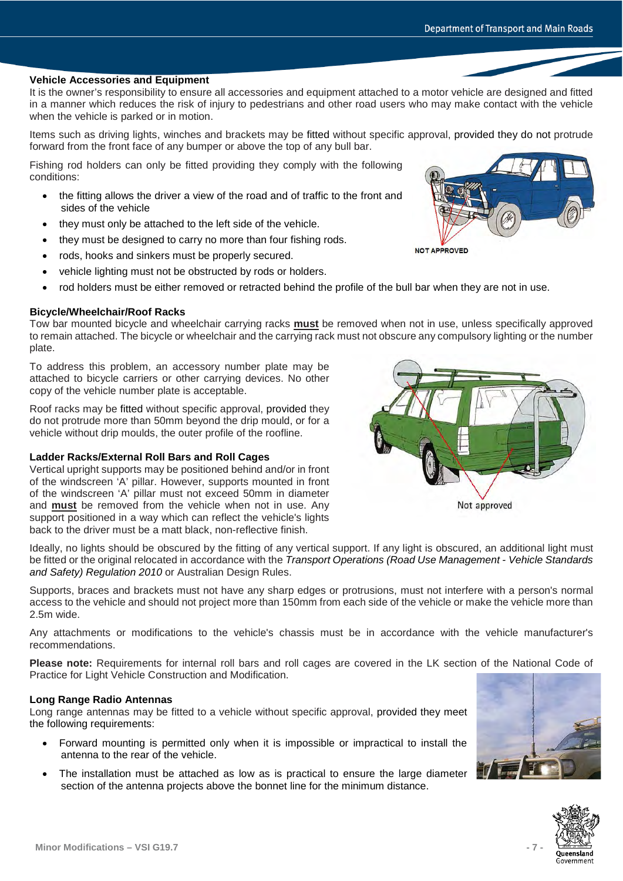### Vehicle Accessories and Equipment

It is the owner's responsibility to ensure all accessories and equipment attached to a motor vehicle are designed and fitted in a manner which reduces the risk of injury to pedestrians and other road users who may make contact with the vehicle when the vehicle is parked or in motion.

Items such as driving lights, winches and brackets may be fitted without specific approval, provided they do not protrude forward from the front face of any bumper or above the top of any bull bar.

Fishing rod holders can only be fitted providing they comply with the following conditions:

- the fitting allows the driver a view of the road and of traffic to the front and sides of the vehicle
- they must only be attached to the left side of the vehicle.
- they must be designed to carry no more than four fishing rods.
- rods, hooks and sinkers must be properly secured.
- vehicle lighting must not be obstructed by rods or holders.
- rod holders must be either removed or retracted behind the profile of the bull bar when they are not in use.

NOT APPROVED

### Bicycle/Wheelchair/Roof Racks

Tow bar mounted bicycle and wheelchair carrying racks **must** be removed when not in use, unless specifically approved to remain attached. The bicycle or wheelchair and the carrying rack must not obscure any compulsory lighting or the number plate.

To address this problem, an accessory number plate may be attached to bicycle carriers or other carrying devices. No other copy of the vehicle number plate is acceptable.

Roof racks may be fitted without specific approval, provided they do not protrude more than 50mm beyond the drip mould, or for a vehicle without drip moulds, the outer profile of the roofline.

Not approved

### Ladder Racks/External Roll Bars and Roll Cages

Vertical upright supports may be positioned behind and/or in front of the windscreen 'A' pillar. However, supports mounted in front of the windscreen 'A' pillar must not exceed 50mm in diameter and **must** be removed from the vehicle when not in use. Any support positioned in a way which can reflect the vehicle's lights back to the driver must be a matt black, non-reflective finish.

Ideally, no lights should be obscured by the fitting of any vertical support. If any light is obscured, an additional light must be fitted or the original relocated in accordance with the *Transport Operations (Road Use Management - Vehicle Standards and Safety) Regulation 2010* or Australian Design Rules.

Supports, braces and brackets must not have any sharp edges or protrusions, must not interfere with a person's normal access to the vehicle and should not project more than 150mm from each side of the vehicle or make the vehicle more than 2.5m wide.

Any attachments or modifications to the vehicle's chassis must be in accordance with the vehicle manufacturer's recommendations.

**Please note:** Requirements for internal roll bars and roll cages are covered in the LK section of the National Code of Practice for Light Vehicle Construction and Modification.

### Long Range Radio Antennas

Long range antennas may be fitted to a vehicle without specific approval, provided they meet the following requirements:

- Forward mounting is permitted only when it is impossible or impractical to install the antenna to the rear of the vehicle.
- The installation must be attached as low as is practical to ensure the large diameter section of the antenna projects above the bonnet line for the minimum distance.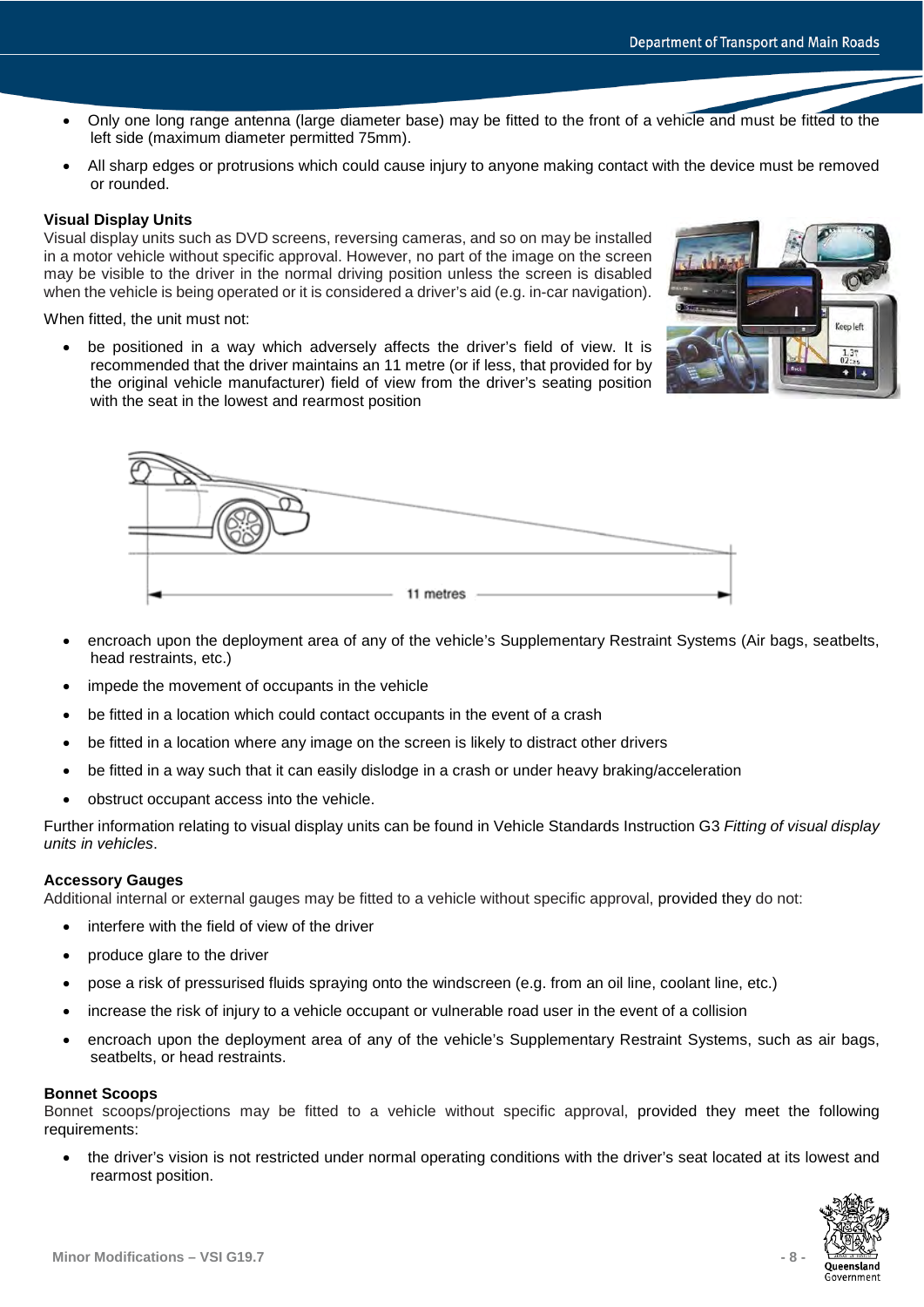- Only one long range antenna (large diameter base) may be fitted to the front of a vehicle and must be fitted to the left side (maximum diameter permitted 75mm).
- All sharp edges or protrusions which could cause injury to anyone making contact with the device must be removed or rounded.

**Visual Display Units**

Visual display units such as DVD screens, reversing cameras, and so on may be installed in a motor vehicle without specific approval. However, no part of the image on the screen may be visible to the driver in the normal driving position unless the screen is disabled when the vehicle is being operated or it is considered a driver's aid (e.g. in-car navigation).

When fitted, the unit must not:

- be positioned in a way which adversely affects the driver's field of view. It is recommended that the driver maintains an 11 metre (or if less, that provided for by the original vehicle manufacturer) field of view from the driver's seating position with the seat in the lowest and rearmost position

11 metres

- encroach upon the deployment area of any of the vehicle's Supplementary Restraint Systems (Air bags, seatbelts, head restraints, etc.)
- impede the movement of occupants in the vehicle
- be fitted in a location which could contact occupants in the event of a crash
- be fitted in a location where any image on the screen is likely to distract other drivers
- be fitted in a way such that it can easily dislodge in a crash or under heavy braking/acceleration
- obstruct occupant access into the vehicle.

Further information relating to visual display units can be found in Vehicle Standards Instruction G3 *Fitting of visual display units in vehicles*.

**Accessory Gauges**

Additional internal or external gauges may be fitted to a vehicle without specific approval, provided they do not:

- interfere with the field of view of the driver
- produce glare to the driver
- pose a risk of pressurised fluids spraying onto the windscreen (e.g. from an oil line, coolant line, etc.)
- increase the risk of injury to a vehicle occupant or vulnerable road user in the event of a collision
- encroach upon the deployment area of any of the vehicle's Supplementary Restraint Systems, such as air bags, seatbelts, or head restraints.

**Bonnet Scoops**

Bonnet scoops/projections may be fitted to a vehicle without specific approval, provided they meet the following requirements:

- the driver's vision is not restricted under normal operating conditions with the driver's seat located at its lowest and rearmost position.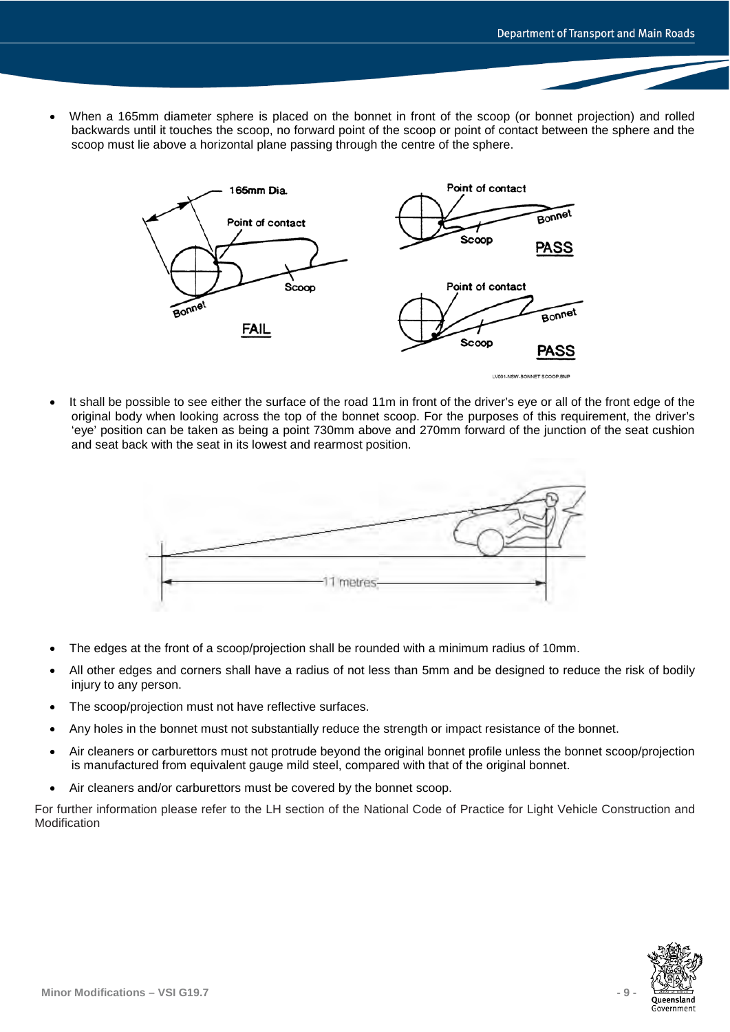- When a 165mm diameter sphere is placed on the bonnet in front of the scoop (or bonnet projection) and rolled backwards until it touches the scoop, no forward point of the scoop or point of contact between the sphere and the scoop must lie above a horizontal plane passing through the centre of the sphere.

- It shall be possible to see either the surface of the road 11m in front of the driver's eye or all of the front edge of the original body when looking across the top of the bonnet scoop. For the purposes of this requirement, the driver's 'eye' position can be taken as being a point 730mm above and 270mm forward of the junction of the seat cushion and seat back with the seat in its lowest and rearmost position.

- The edges at the front of a scoop/projection shall be rounded with a minimum radius of 10mm.
- All other edges and corners shall have a radius of not less than 5mm and be designed to reduce the risk of bodily injury to any person.
- The scoop/projection must not have reflective surfaces.
- Any holes in the bonnet must not substantially reduce the strength or impact resistance of the bonnet.
- Air cleaners or carburettors must not protrude beyond the original bonnet profile unless the bonnet scoop/projection is manufactured from equivalent gauge mild steel, compared with that of the original bonnet.
- Air cleaners and/or carburettors must be covered by the bonnet scoop.

For further information please refer to the LH section of the National Code of Practice for Light Vehicle Construction and Modification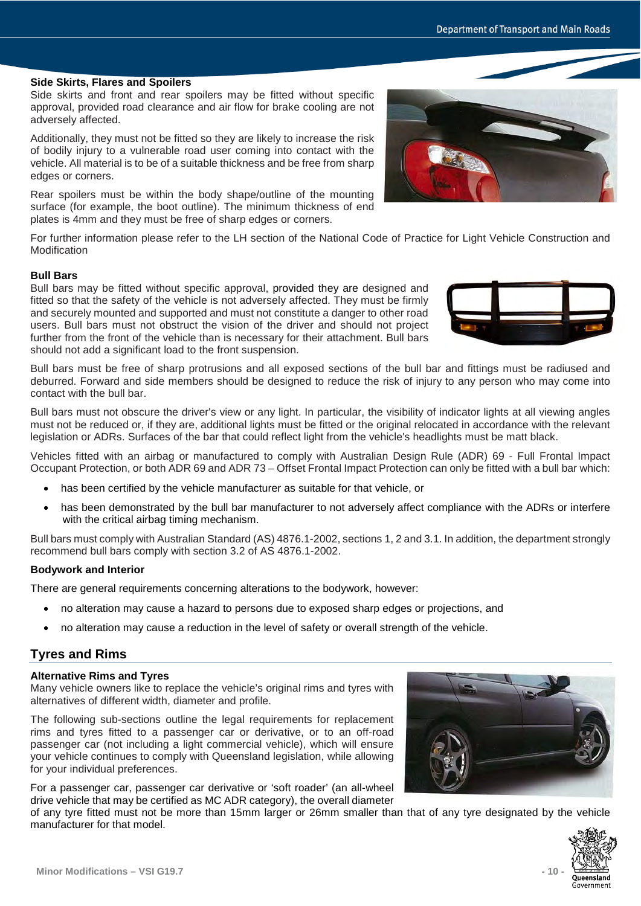### Side Skirts, Flares and Spoilers

Side skirts and front and rear spoilers may be fitted without specific approval, provided road clearance and air flow for brake cooling are not adversely affected.

Additionally, they must not be fitted so they are likely to increase the risk of bodily injury to a vulnerable road user coming into contact with the vehicle. All material is to be of a suitable thickness and be free from sharp edges or corners.

Rear spoilers must be within the body shape/outline of the mounting surface (for example, the boot outline). The minimum thickness of end plates is 4mm and they must be free of sharp edges or corners.

For further information please refer to the LH section of the National Code of Practice for Light Vehicle Construction and Modification

### Bull Bars

Bull bars may be fitted without specific approval, provided they are designed and fitted so that the safety of the vehicle is not adversely affected. They must be firmly and securely mounted and supported and must not constitute a danger to other road users. Bull bars must not obstruct the vision of the driver and should not project further from the front of the vehicle than is necessary for their attachment. Bull bars should not add a significant load to the front suspension.

Bull bars must be free of sharp protrusions and all exposed sections of the bull bar and fittings must be radiused and deburred. Forward and side members should be designed to reduce the risk of injury to any person who may come into contact with the bull bar.

Bull bars must not obscure the driver's view or any light. In particular, the visibility of indicator lights at all viewing angles must not be reduced or, if they are, additional lights must be fitted or the original relocated in accordance with the relevant legislation or ADRs. Surfaces of the bar that could reflect light from the vehicle's headlights must be matt black.

Vehicles fitted with an airbag or manufactured to comply with Australian Design Rule (ADR) 69 - Full Frontal Impact Occupant Protection, or both ADR 69 and ADR 73 – Offset Frontal Impact Protection can only be fitted with a bull bar which:

- has been certified by the vehicle manufacturer as suitable for that vehicle, or
- has been demonstrated by the bull bar manufacturer to not adversely affect compliance with the ADRs or interfere with the critical airbag timing mechanism.

Bull bars must comply with Australian Standard (AS) 4876.1-2002, sections 1, 2 and 3.1. In addition, the department strongly recommend bull bars comply with section 3.2 of AS 4876.1-2002.

### Bodywork and Interior

There are general requirements concerning alterations to the bodywork, however:

- no alteration may cause a hazard to persons due to exposed sharp edges or projections, and
- no alteration may cause a reduction in the level of safety or overall strength of the vehicle.

## Tyres and Rims

### Alternative Rims and Tyres

Many vehicle owners like to replace the vehicle's original rims and tyres with alternatives of different width, diameter and profile.

The following sub-sections outline the legal requirements for replacement rims and tyres fitted to a passenger car or derivative, or to an off-road passenger car (not including a light commercial vehicle), which will ensure your vehicle continues to comply with Queensland legislation, while allowing for your individual preferences.

For a passenger car, passenger car derivative or 'soft roader' (an all-wheel drive vehicle that may be certified as MC ADR category), the overall diameter of any tyre fitted must not be more than 15mm larger or 26mm smaller than that of any tyre designated by the vehicle manufacturer for that model.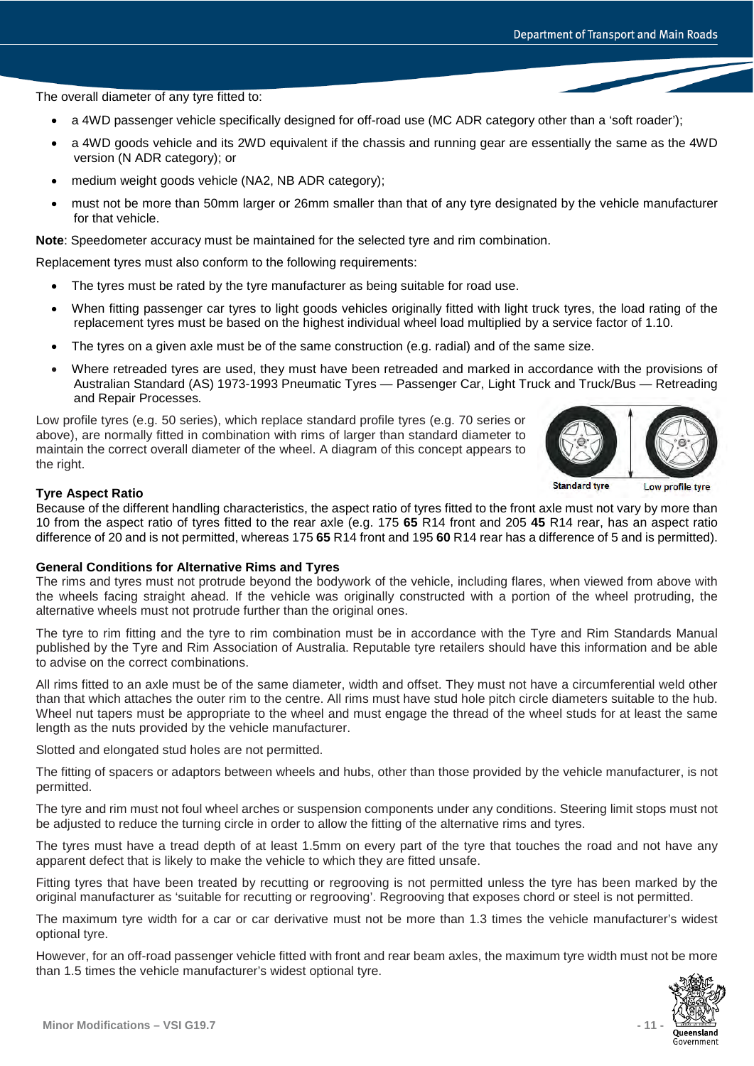The overall diameter of any tyre fitted to:

- a 4WD passenger vehicle specifically designed for off-road use (MC ADR category other than a 'soft roader');
- a 4WD goods vehicle and its 2WD equivalent if the chassis and running gear are essentially the same as the 4WD version (N ADR category); or
- medium weight goods vehicle (NA2, NB ADR category);
- must not be more than 50mm larger or 26mm smaller than that of any tyre designated by the vehicle manufacturer for that vehicle.

**Note**: Speedometer accuracy must be maintained for the selected tyre and rim combination.

Replacement tyres must also conform to the following requirements:

- The tyres must be rated by the tyre manufacturer as being suitable for road use.
- When fitting passenger car tyres to light goods vehicles originally fitted with light truck tyres, the load rating of the replacement tyres must be based on the highest individual wheel load multiplied by a service factor of 1.10.
- The tyres on a given axle must be of the same construction (e.g. radial) and of the same size.
- Where retreaded tyres are used, they must have been retreaded and marked in accordance with the provisions of Australian Standard (AS) 1973-1993 Pneumatic Tyres — Passenger Car, Light Truck and Truck/Bus — Retreading and Repair Processes.

Low profile tyres (e.g. 50 series), which replace standard profile tyres (e.g. 70 series or above), are normally fitted in combination with rims of larger than standard diameter to maintain the correct overall diameter of the wheel. A diagram of this concept appears to the right.

Standard tyre    Low profile tyre

**Tyre Aspect Ratio**

Because of the different handling characteristics, the aspect ratio of tyres fitted to the front axle must not vary by more than 10 from the aspect ratio of tyres fitted to the rear axle (e.g. 175 **65** R14 front and 205 **45** R14 rear, has an aspect ratio difference of 20 and is not permitted, whereas 175 **65** R14 front and 195 **60** R14 rear has a difference of 5 and is permitted).

**General Conditions for Alternative Rims and Tyres**

The rims and tyres must not protrude beyond the bodywork of the vehicle, including flares, when viewed from above with the wheels facing straight ahead. If the vehicle was originally constructed with a portion of the wheel protruding, the alternative wheels must not protrude further than the original ones.

The tyre to rim fitting and the tyre to rim combination must be in accordance with the Tyre and Rim Standards Manual published by the Tyre and Rim Association of Australia. Reputable tyre retailers should have this information and be able to advise on the correct combinations.

All rims fitted to an axle must be of the same diameter, width and offset. They must not have a circumferential weld other than that which attaches the outer rim to the centre. All rims must have stud hole pitch circle diameters suitable to the hub. Wheel nut tapers must be appropriate to the wheel and must engage the thread of the wheel studs for at least the same length as the nuts provided by the vehicle manufacturer.

Slotted and elongated stud holes are not permitted.

The fitting of spacers or adaptors between wheels and hubs, other than those provided by the vehicle manufacturer, is not permitted.

The tyre and rim must not foul wheel arches or suspension components under any conditions. Steering limit stops must not be adjusted to reduce the turning circle in order to allow the fitting of the alternative rims and tyres.

The tyres must have a tread depth of at least 1.5mm on every part of the tyre that touches the road and not have any apparent defect that is likely to make the vehicle to which they are fitted unsafe.

Fitting tyres that have been treated by recutting or regrooving is not permitted unless the tyre has been marked by the original manufacturer as 'suitable for recutting or regrooving'. Regrooving that exposes chord or steel is not permitted.

The maximum tyre width for a car or car derivative must not be more than 1.3 times the vehicle manufacturer's widest optional tyre.

However, for an off-road passenger vehicle fitted with front and rear beam axles, the maximum tyre width must not be more than 1.5 times the vehicle manufacturer's widest optional tyre.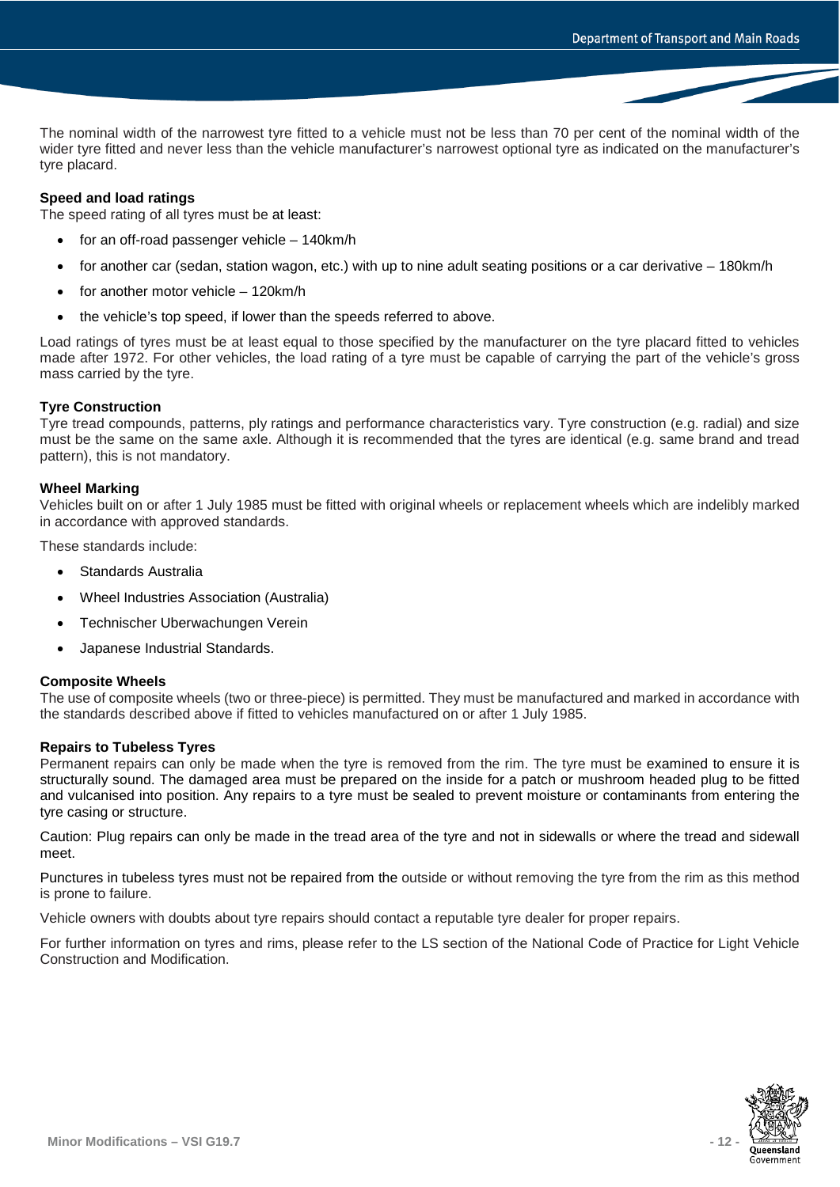The nominal width of the narrowest tyre fitted to a vehicle must not be less than 70 per cent of the nominal width of the wider tyre fitted and never less than the vehicle manufacturer's narrowest optional tyre as indicated on the manufacturer's tyre placard.

**Speed and load ratings**

The speed rating of all tyres must be at least:

- for an off-road passenger vehicle – 140km/h
- for another car (sedan, station wagon, etc.) with up to nine adult seating positions or a car derivative – 180km/h
- for another motor vehicle – 120km/h
- the vehicle's top speed, if lower than the speeds referred to above.

Load ratings of tyres must be at least equal to those specified by the manufacturer on the tyre placard fitted to vehicles made after 1972. For other vehicles, the load rating of a tyre must be capable of carrying the part of the vehicle's gross mass carried by the tyre.

**Tyre Construction**

Tyre tread compounds, patterns, ply ratings and performance characteristics vary. Tyre construction (e.g. radial) and size must be the same on the same axle. Although it is recommended that the tyres are identical (e.g. same brand and tread pattern), this is not mandatory.

**Wheel Marking**

Vehicles built on or after 1 July 1985 must be fitted with original wheels or replacement wheels which are indelibly marked in accordance with approved standards.

These standards include:

- Standards Australia
- Wheel Industries Association (Australia)
- Technischer Uberwachungen Verein
- Japanese Industrial Standards.

**Composite Wheels**

The use of composite wheels (two or three-piece) is permitted. They must be manufactured and marked in accordance with the standards described above if fitted to vehicles manufactured on or after 1 July 1985.

**Repairs to Tubeless Tyres**

Permanent repairs can only be made when the tyre is removed from the rim. The tyre must be examined to ensure it is structurally sound. The damaged area must be prepared on the inside for a patch or mushroom headed plug to be fitted and vulcanised into position. Any repairs to a tyre must be sealed to prevent moisture or contaminants from entering the tyre casing or structure.

Caution: Plug repairs can only be made in the tread area of the tyre and not in sidewalls or where the tread and sidewall meet.

Punctures in tubeless tyres must not be repaired from the outside or without removing the tyre from the rim as this method is prone to failure.

Vehicle owners with doubts about tyre repairs should contact a reputable tyre dealer for proper repairs.

For further information on tyres and rims, please refer to the LS section of the National Code of Practice for Light Vehicle Construction and Modification.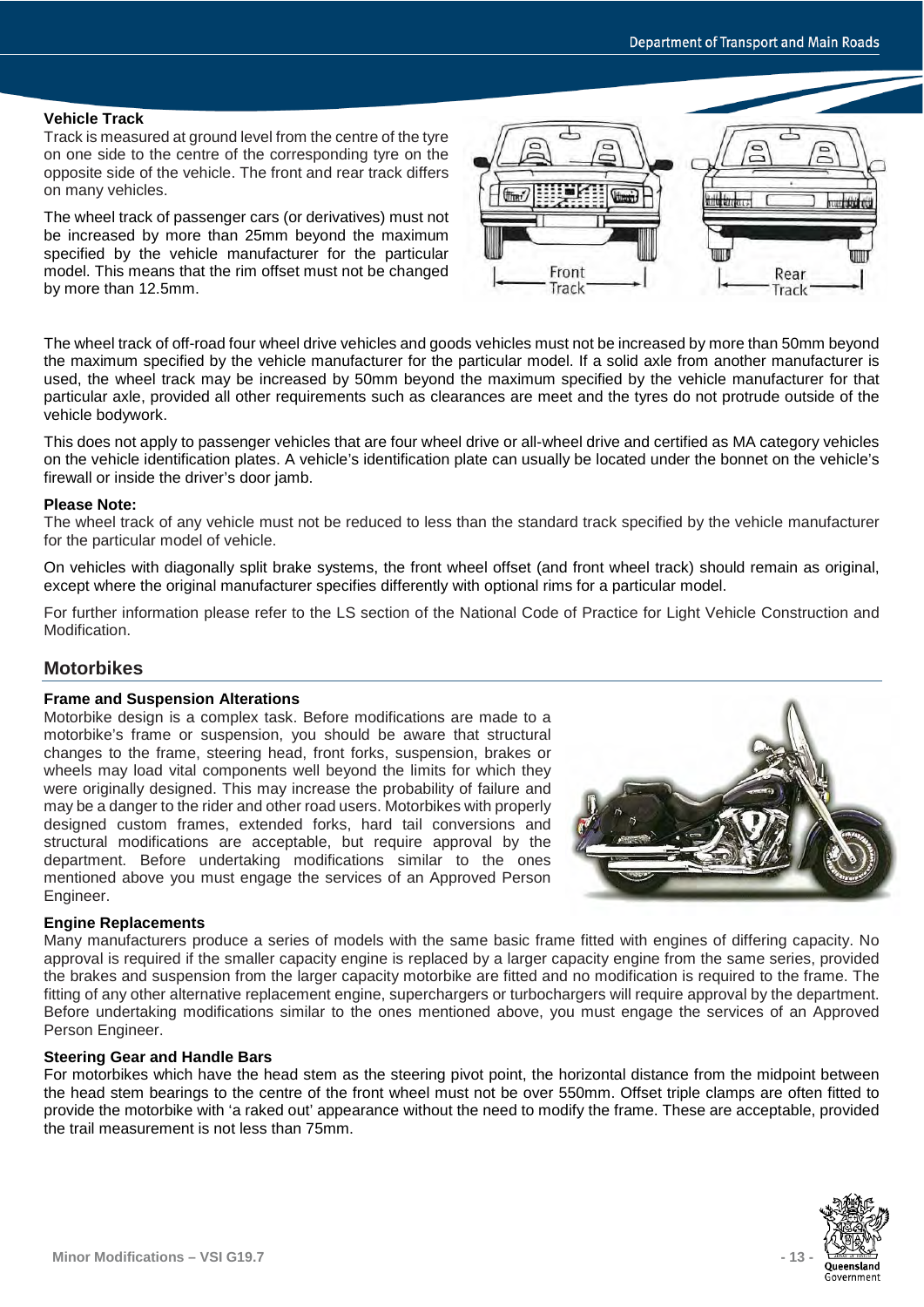### Vehicle Track

Track is measured at ground level from the centre of the tyre on one side to the centre of the corresponding tyre on the opposite side of the vehicle. The front and rear track differs on many vehicles.

The wheel track of passenger cars (or derivatives) must not be increased by more than 25mm beyond the maximum specified by the vehicle manufacturer for the particular model. This means that the rim offset must not be changed by more than 12.5mm.

The wheel track of off-road four wheel drive vehicles and goods vehicles must not be increased by more than 50mm beyond the maximum specified by the vehicle manufacturer for the particular model. If a solid axle from another manufacturer is used, the wheel track may be increased by 50mm beyond the maximum specified by the vehicle manufacturer for that particular axle, provided all other requirements such as clearances are meet and the tyres do not protrude outside of the vehicle bodywork.

This does not apply to passenger vehicles that are four wheel drive or all-wheel drive and certified as MA category vehicles on the vehicle identification plates. A vehicle's identification plate can usually be located under the bonnet on the vehicle's firewall or inside the driver's door jamb.

**Please Note:**

The wheel track of any vehicle must not be reduced to less than the standard track specified by the vehicle manufacturer for the particular model of vehicle.

On vehicles with diagonally split brake systems, the front wheel offset (and front wheel track) should remain as original, except where the original manufacturer specifies differently with optional rims for a particular model.

For further information please refer to the LS section of the National Code of Practice for Light Vehicle Construction and Modification.

## Motorbikes

### Frame and Suspension Alterations

Motorbike design is a complex task. Before modifications are made to a motorbike's frame or suspension, you should be aware that structural changes to the frame, steering head, front forks, suspension, brakes or wheels may load vital components well beyond the limits for which they were originally designed. This may increase the probability of failure and may be a danger to the rider and other road users. Motorbikes with properly designed custom frames, extended forks, hard tail conversions and structural modifications are acceptable, but require approval by the department. Before undertaking modifications similar to the ones mentioned above you must engage the services of an Approved Person Engineer.

### Engine Replacements

Many manufacturers produce a series of models with the same basic frame fitted with engines of differing capacity. No approval is required if the smaller capacity engine is replaced by a larger capacity engine from the same series, provided the brakes and suspension from the larger capacity motorbike are fitted and no modification is required to the frame. The fitting of any other alternative replacement engine, superchargers or turbochargers will require approval by the department. Before undertaking modifications similar to the ones mentioned above, you must engage the services of an Approved Person Engineer.

### Steering Gear and Handle Bars

For motorbikes which have the head stem as the steering pivot point, the horizontal distance from the midpoint between the head stem bearings to the centre of the front wheel must not be over 550mm. Offset triple clamps are often fitted to provide the motorbike with 'a raked out' appearance without the need to modify the frame. These are acceptable, provided the trail measurement is not less than 75mm.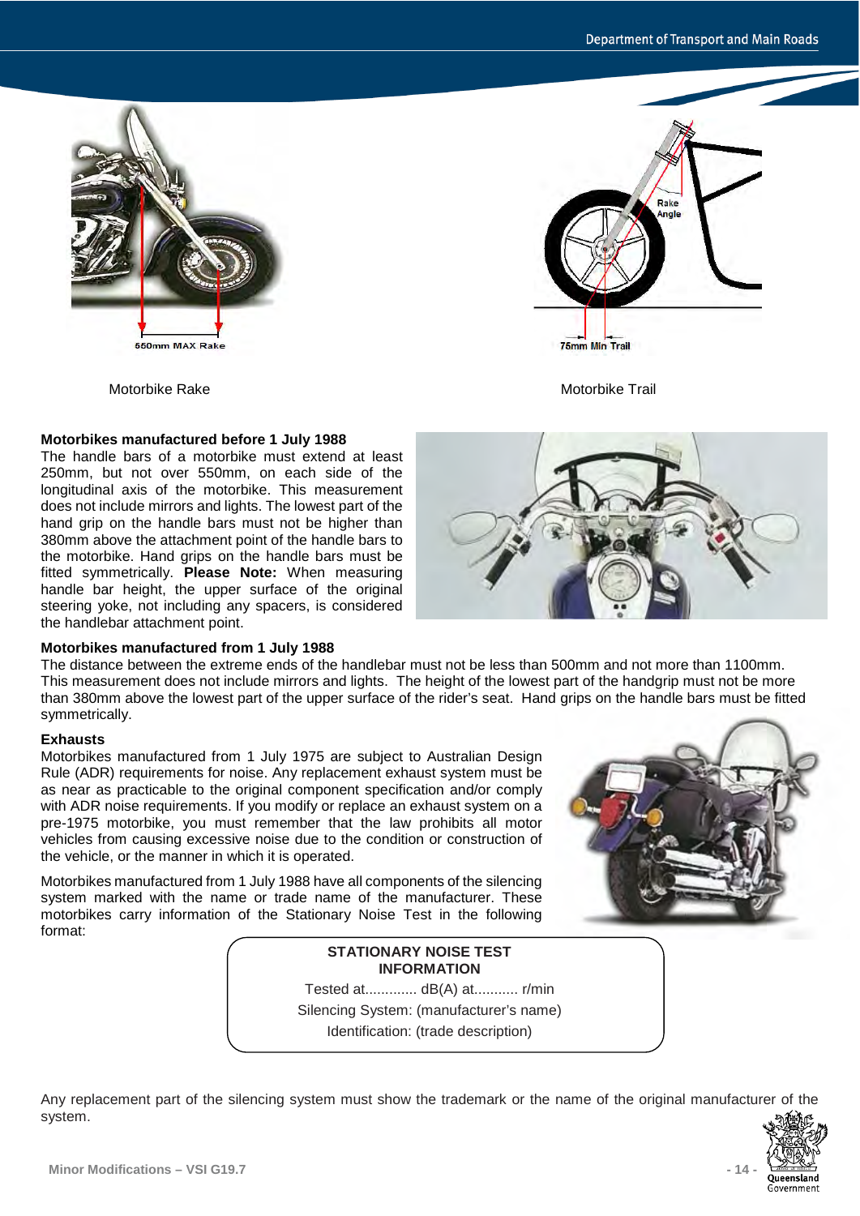Motorbike Rake

Motorbike Trail

**Motorbikes manufactured before 1 July 1988**

The handle bars of a motorbike must extend at least 250mm, but not over 550mm, on each side of the longitudinal axis of the motorbike. This measurement does not include mirrors and lights. The lowest part of the hand grip on the handle bars must not be higher than 380mm above the attachment point of the handle bars to the motorbike. Hand grips on the handle bars must be fitted symmetrically. **Please Note:** When measuring handle bar height, the upper surface of the original steering yoke, not including any spacers, is considered the handlebar attachment point.

**Motorbikes manufactured from 1 July 1988**

The distance between the extreme ends of the handlebar must not be less than 500mm and not more than 1100mm. This measurement does not include mirrors and lights. The height of the lowest part of the handgrip must not be more than 380mm above the lowest part of the upper surface of the rider's seat. Hand grips on the handle bars must be fitted symmetrically.

**Exhausts**

Motorbikes manufactured from 1 July 1975 are subject to Australian Design Rule (ADR) requirements for noise. Any replacement exhaust system must be as near as practicable to the original component specification and/or comply with ADR noise requirements. If you modify or replace an exhaust system on a pre-1975 motorbike, you must remember that the law prohibits all motor vehicles from causing excessive noise due to the condition or construction of the vehicle, or the manner in which it is operated.

Motorbikes manufactured from 1 July 1988 have all components of the silencing system marked with the name or trade name of the manufacturer. These motorbikes carry information of the Stationary Noise Test in the following format:

**STATIONARY NOISE TEST INFORMATION**

Tested at............. dB(A) at........... r/min

Silencing System: (manufacturer's name)

Identification: (trade description)

Any replacement part of the silencing system must show the trademark or the name of the original manufacturer of the system.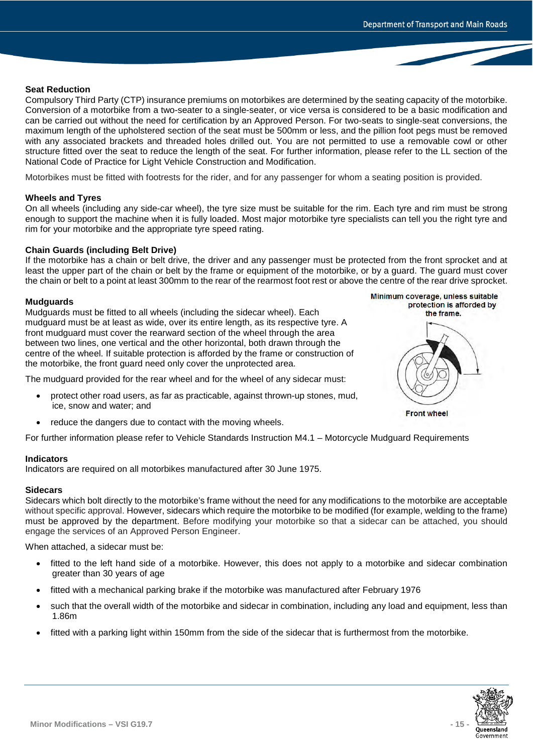### Seat Reduction

Compulsory Third Party (CTP) insurance premiums on motorbikes are determined by the seating capacity of the motorbike. Conversion of a motorbike from a two-seater to a single-seater, or vice versa is considered to be a basic modification and can be carried out without the need for certification by an Approved Person. For two-seats to single-seat conversions, the maximum length of the upholstered section of the seat must be 500mm or less, and the pillion foot pegs must be removed with any associated brackets and threaded holes drilled out. You are not permitted to use a removable cowl or other structure fitted over the seat to reduce the length of the seat. For further information, please refer to the LL section of the National Code of Practice for Light Vehicle Construction and Modification.

Motorbikes must be fitted with footrests for the rider, and for any passenger for whom a seating position is provided.

### Wheels and Tyres

On all wheels (including any side-car wheel), the tyre size must be suitable for the rim. Each tyre and rim must be strong enough to support the machine when it is fully loaded. Most major motorbike tyre specialists can tell you the right tyre and rim for your motorbike and the appropriate tyre speed rating.

### Chain Guards (including Belt Drive)

If the motorbike has a chain or belt drive, the driver and any passenger must be protected from the front sprocket and at least the upper part of the chain or belt by the frame or equipment of the motorbike, or by a guard. The guard must cover the chain or belt to a point at least 300mm to the rear of the rearmost foot rest or above the centre of the rear drive sprocket.

### Mudguards

Mudguards must be fitted to all wheels (including the sidecar wheel). Each mudguard must be at least as wide, over its entire length, as its respective tyre. A front mudguard must cover the rearward section of the wheel through the area between two lines, one vertical and the other horizontal, both drawn through the centre of the wheel. If suitable protection is afforded by the frame or construction of the motorbike, the front guard need only cover the unprotected area.

Minimum coverage, unless suitable protection is afforded by the frame.

Front wheel

The mudguard provided for the rear wheel and for the wheel of any sidecar must:

- protect other road users, as far as practicable, against thrown-up stones, mud, ice, snow and water; and
- reduce the dangers due to contact with the moving wheels.

For further information please refer to Vehicle Standards Instruction M4.1 – Motorcycle Mudguard Requirements

### Indicators

Indicators are required on all motorbikes manufactured after 30 June 1975.

### Sidecars

Sidecars which bolt directly to the motorbike's frame without the need for any modifications to the motorbike are acceptable without specific approval. However, sidecars which require the motorbike to be modified (for example, welding to the frame) must be approved by the department. Before modifying your motorbike so that a sidecar can be attached, you should engage the services of an Approved Person Engineer.

When attached, a sidecar must be:

- fitted to the left hand side of a motorbike. However, this does not apply to a motorbike and sidecar combination greater than 30 years of age
- fitted with a mechanical parking brake if the motorbike was manufactured after February 1976
- such that the overall width of the motorbike and sidecar in combination, including any load and equipment, less than 1.86m
- fitted with a parking light within 150mm from the side of the sidecar that is furthermost from the motorbike.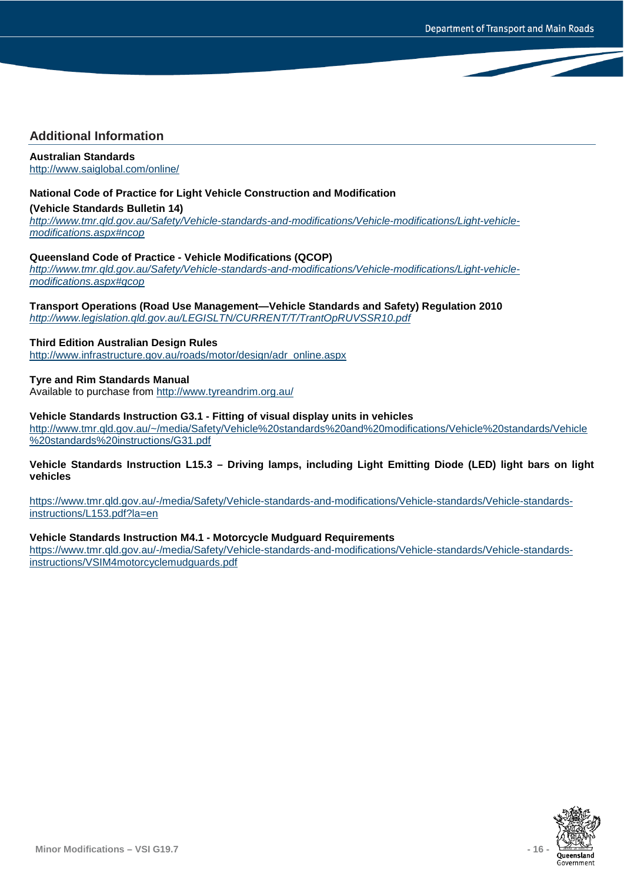## Additional Information

**Australian Standards**
http://www.saiglobal.com/online/

**National Code of Practice for Light Vehicle Construction and Modification (Vehicle Standards Bulletin 14)**
*http://www.tmr.qld.gov.au/Safety/Vehicle-standards-and-modifications/Vehicle-modifications/Light-vehicle-modifications.aspx#ncop*

**Queensland Code of Practice - Vehicle Modifications (QCOP)**
*http://www.tmr.qld.gov.au/Safety/Vehicle-standards-and-modifications/Vehicle-modifications/Light-vehicle-modifications.aspx#qcop*

**Transport Operations (Road Use Management—Vehicle Standards and Safety) Regulation 2010**
*http://www.legislation.qld.gov.au/LEGISLTN/CURRENT/T/TrantOpRUVSSR10.pdf*

**Third Edition Australian Design Rules**
http://www.infrastructure.gov.au/roads/motor/design/adr_online.aspx

**Tyre and Rim Standards Manual**
Available to purchase from http://www.tyreandrim.org.au/

**Vehicle Standards Instruction G3.1 - Fitting of visual display units in vehicles**
http://www.tmr.qld.gov.au/~/media/Safety/Vehicle%20standards%20and%20modifications/Vehicle%20standards/Vehicle%20standards%20instructions/G31.pdf

**Vehicle Standards Instruction L15.3 – Driving lamps, including Light Emitting Diode (LED) light bars on light vehicles**

https://www.tmr.qld.gov.au/-/media/Safety/Vehicle-standards-and-modifications/Vehicle-standards/Vehicle-standards-instructions/L153.pdf?la=en

**Vehicle Standards Instruction M4.1 - Motorcycle Mudguard Requirements**
https://www.tmr.qld.gov.au/-/media/Safety/Vehicle-standards-and-modifications/Vehicle-standards/Vehicle-standards-instructions/VSIM4motorcyclemudguards.pdf